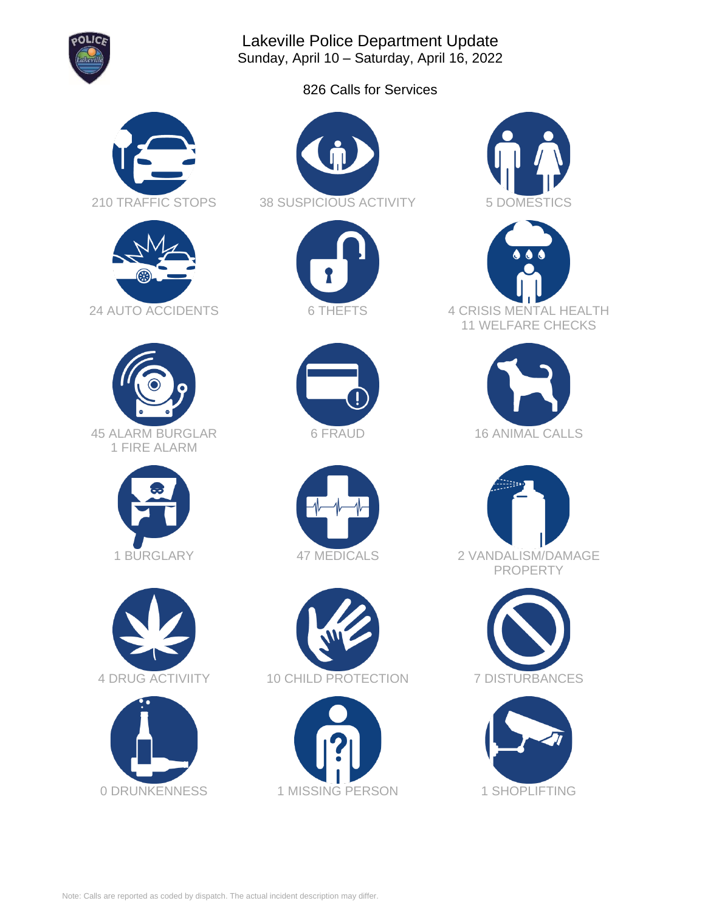# Lakeville Police Department Update

Sunday, April 10 – Saturday, April 16, 2022

826 Calls for Services

- 210 TRAFFIC STOPS
- 38 SUSPICIOUS ACTIVITY
- 5 DOMESTICS
- 24 AUTO ACCIDENTS
- 6 THEFTS
- 4 CRISIS MENTAL HEALTH
- 11 WELFARE CHECKS
- 45 ALARM BURGLAR
- 1 FIRE ALARM
- 6 FRAUD
- 16 ANIMAL CALLS
- 1 BURGLARY
- 47 MEDICALS
- 2 VANDALISM/DAMAGE PROPERTY
- 4 DRUG ACTIVIITY
- 10 CHILD PROTECTION
- 7 DISTURBANCES
- 0 DRUNKENNESS
- 1 MISSING PERSON
- 1 SHOPLIFTING

Note: Calls are reported as coded by dispatch. The actual incident description may differ.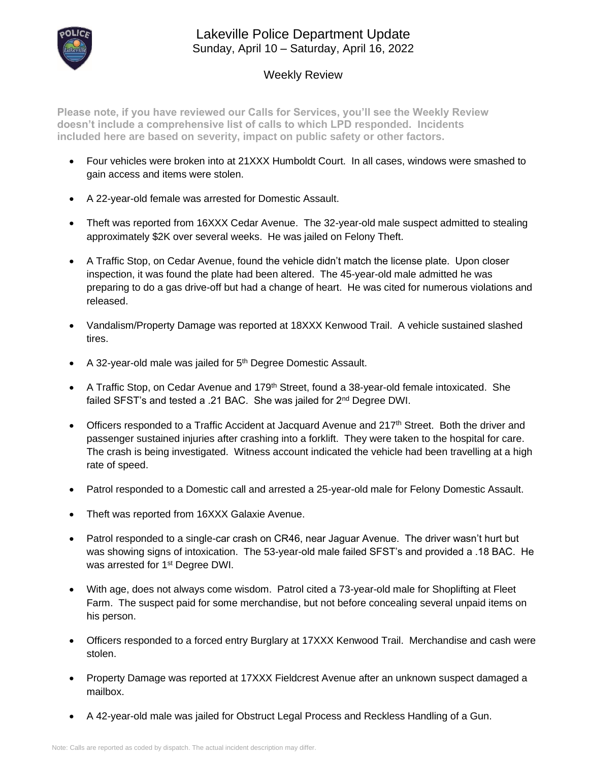# Lakeville Police Department Update

Sunday, April 10 – Saturday, April 16, 2022

Weekly Review

**Please note, if you have reviewed our Calls for Services, you'll see the Weekly Review doesn't include a comprehensive list of calls to which LPD responded. Incidents included here are based on severity, impact on public safety or other factors.**

- Four vehicles were broken into at 21XXX Humboldt Court. In all cases, windows were smashed to gain access and items were stolen.
- A 22-year-old female was arrested for Domestic Assault.
- Theft was reported from 16XXX Cedar Avenue. The 32-year-old male suspect admitted to stealing approximately $2K over several weeks. He was jailed on Felony Theft.
- A Traffic Stop, on Cedar Avenue, found the vehicle didn't match the license plate. Upon closer inspection, it was found the plate had been altered. The 45-year-old male admitted he was preparing to do a gas drive-off but had a change of heart. He was cited for numerous violations and released.
- Vandalism/Property Damage was reported at 18XXX Kenwood Trail. A vehicle sustained slashed tires.
- A 32-year-old male was jailed for 5th Degree Domestic Assault.
- A Traffic Stop, on Cedar Avenue and 179th Street, found a 38-year-old female intoxicated. She failed SFST's and tested a .21 BAC. She was jailed for 2nd Degree DWI.
- Officers responded to a Traffic Accident at Jacquard Avenue and 217th Street. Both the driver and passenger sustained injuries after crashing into a forklift. They were taken to the hospital for care. The crash is being investigated. Witness account indicated the vehicle had been travelling at a high rate of speed.
- Patrol responded to a Domestic call and arrested a 25-year-old male for Felony Domestic Assault.
- Theft was reported from 16XXX Galaxie Avenue.
- Patrol responded to a single-car crash on CR46, near Jaguar Avenue. The driver wasn't hurt but was showing signs of intoxication. The 53-year-old male failed SFST's and provided a .18 BAC. He was arrested for 1st Degree DWI.
- With age, does not always come wisdom. Patrol cited a 73-year-old male for Shoplifting at Fleet Farm. The suspect paid for some merchandise, but not before concealing several unpaid items on his person.
- Officers responded to a forced entry Burglary at 17XXX Kenwood Trail. Merchandise and cash were stolen.
- Property Damage was reported at 17XXX Fieldcrest Avenue after an unknown suspect damaged a mailbox.
- A 42-year-old male was jailed for Obstruct Legal Process and Reckless Handling of a Gun.

Note: Calls are reported as coded by dispatch. The actual incident description may differ.